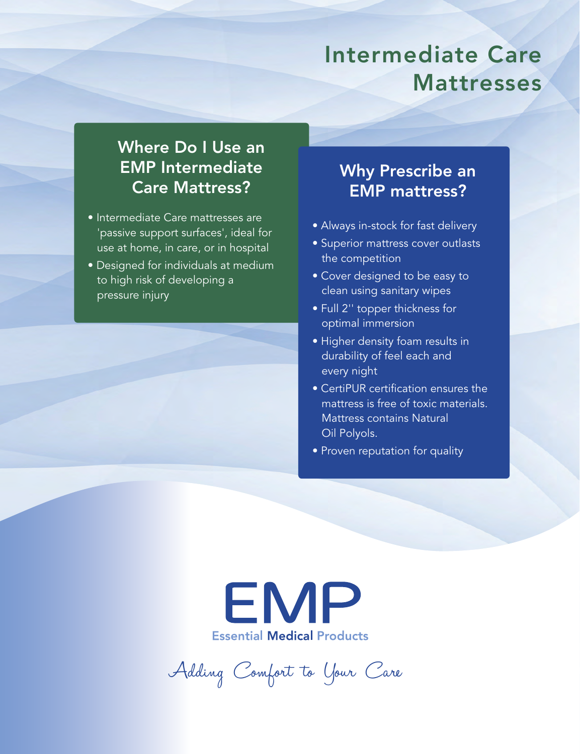# Intermediate Care Mattresses

## Where Do I Use an EMP Intermediate Care Mattress?

- Intermediate Care mattresses are 'passive support surfaces', ideal for use at home, in care, or in hospital
- Designed for individuals at medium to high risk of developing a pressure injury

## Why Prescribe an EMP mattress?

- Always in-stock for fast delivery
- Superior mattress cover outlasts the competition
- Cover designed to be easy to clean using sanitary wipes
- Full 2'' topper thickness for optimal immersion
- Higher density foam results in durability of feel each and every night
- CertiPUR certification ensures the mattress is free of toxic materials. Mattress contains Natural Oil Polyols.
- Proven reputation for quality

EMP

Essential Medical Products

*Adding Comfort to Your Care*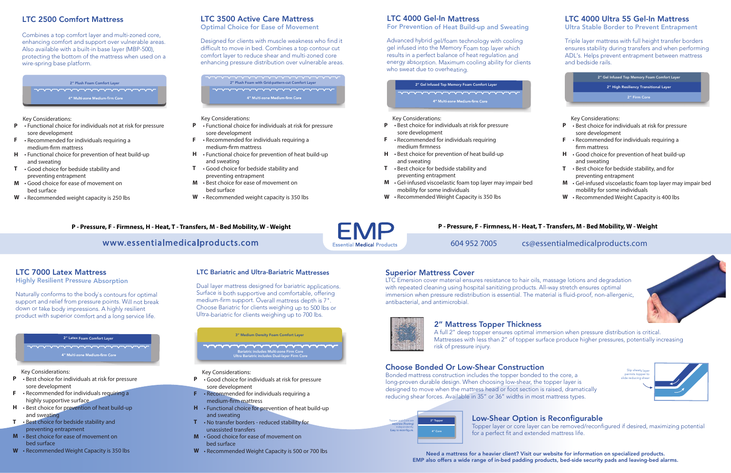## LTC 2500 Comfort Mattress

Combines a top comfort layer and multi-zoned core, enhancing comfort and support over vulnerable areas. Also available with a built-in base layer (MBP-500), protecting the bottom of the mattress when used on a wire-spring base platform.

2" Plush Foam Comfort Layer
4" Multi-zone Medium-firm Core

Key Considerations:

- **P** • Functional choice for individuals not at risk for pressure sore development
- **F** • Recommended for individuals requiring a medium-firm mattress
- **H** • Functional choice for prevention of heat build-up and sweating
- **T** • Good choice for bedside stability and preventing entrapment
- **M** • Good choice for ease of movement on bed surface
- **W** • Recommended weight capacity is 250 lbs

## LTC 3500 Active Care Mattress

### Optimal Choice for Ease of Movement

Designed for clients with muscle weakness who find it difficult to move in bed. Combines a top contour cut comfort layer to reduce shear and multi-zoned core enhancing pressure distribution over vulnerable areas.

2" Plush Foam with Grid-pattern-cut Comfort Layer
4" Multi-zone Medium-firm Core

Key Considerations:

- **P** • Functional choice for individuals at risk for pressure sore development
- **F** • Recommended for individuals requiring a medium-firm mattress
- **H** • Functional choice for prevention of heat build-up and sweating
- **T** • Good choice for bedside stability and preventing entrapment
- **M** • Best choice for ease of movement on bed surface
- **W** • Recommended weight capacity is 350 lbs

## LTC 4000 Gel-In Mattress

### For Prevention of Heat Build-up and Sweating

Advanced hybrid gel/foam technology with cooling gel infused into the Memory Foam top layer which results in a perfect balance of heat regulation and energy absorption. Maximum cooling ability for clients who sweat due to overheating.

2" Gel Infused Top Memory Foam Comfort Layer
4" Multi-zone Medium-firm Core

Key Considerations:

- **P** • Best choice for individuals at risk for pressure sore development
- **F** • Recommended for individuals requiring medium firmness
- **H** • Best choice for prevention of heat build-up and sweating
- **T** • Good choice for bedside stability and preventing entrapment
- **M** • Gel-infused viscoelastic foam top layer may impair bed mobility for some individuals
- **W** • Recommended Weight Capacity is 350 lbs

## LTC 4000 Ultra 55 Gel-In Mattress

### Ultra Stable Border to Prevent Entrapment

Triple layer mattress with full height transfer borders ensures stability during transfers and when performing ADL's. Helps prevent entrapment between mattress and bedside rails.

2" Gel Infused Top Memory Foam Comfort Layer
2" High Resiliency Transitional Layer
2" Firm Core

Key Considerations:

- **P** • Functional choice for individuals at risk for pressure sore development
- **F** • Recommended for individuals requiring a firm mattress
- **H** • Good choice for prevention of heat build-up and sweating
- **T** • Best choice for bedside stability, and for preventing entrapment
- **M** • Gel-infused viscoelastic foam top layer may impair bed mobility for some individuals
- **W** • Recommended Weight Capacity is 400 lbs

**P - Pressure, F - Firmness, H - Heat, T - Transfers, M - Bed Mobility, W - Weight**

www.essentialmedicalproducts.com

EMP Essential Medical Products

604 952 7005 cs@essentialmedicalproducts.com

## LTC 7000 Latex Mattress

### Highly Resilient Pressure Absorption

Naturally conforms to the body's contours for optimal support and relief from pressure points. Will not break down or take body impressions. A highly resilient product with superior comfort and a long service life.

2" Latex Foam Comfort Layer
4" Multi-zone Medium-firm Core

Key Considerations:

- **P** • Best choice for individuals at risk for pressure sore development
- **F** • Recommended for individuals requiring a highly supportive surface
- **H** • Best choice for prevention of heat build-up and sweating
- **T** • Best choice for bedside stability and preventing entrapment
- **M** • Best choice for ease of movement on bed surface
- **W** • Recommended Weight Capacity is 350 lbs

## LTC Bariatric and Ultra-Bariatric Mattresses

Dual layer mattress designed for bariatric applications. Surface is both supportive and comfortable, offering medium-firm support. Overall mattress depth is 7". Choose Bariatric for clients weighing up to 500 lbs or Ultra-bariatric for clients weighing up to 700 lbs.

3" Medium Density Foam Comfort Layer
Bariatric includes Multi-zone Firm Core
Ultra Bariatric includes Dual-layer Firm Core

Key Considerations:

- **P** • Good choice for individuals at risk for pressure sore development
- **F** • Recommended for individuals requiring a medium-firm mattress
- **H** • Functional choice for prevention of heat build-up and sweating
- **T** • No transfer borders - reduced stability for unassisted transfers
- **M** • Good choice for ease of movement on bed surface
- **W** • Recommended Weight Capacity is 500 or 700 lbs

## Superior Mattress Cover

LTC Emersion cover material ensures resistance to hair oils, massage lotions and degradation with repeated cleaning using hospital sanitizing products. All-way stretch ensures optimal immersion when pressure redistribution is essential. The material is fluid-proof, non-allergenic, antibacterial, and antimicrobial.

## 2" Mattress Topper Thickness

A full 2" deep topper ensures optimal immersion when pressure distribution is critical. Mattresses with less than 2" of topper surface produce higher pressures, potentially increasing risk of pressure injury.

## Choose Bonded Or Low-Shear Construction

Bonded mattress construction includes the topper bonded to the core, a long-proven durable design. When choosing low-shear, the topper layer is designed to move when the mattress head or foot section is raised, dramatically reducing shear forces. Available in 35" or 36" widths in most mattress types.

Slip sheet layer permits topper to slide reducing shear

## Low-Shear Option is Reconfigurable

Topper and Core are separate (floating) independently. Easy to reconfigure.

2" Topper
4" Core

Topper layer or core layer can be removed/reconfigured if desired, maximizing potential for a perfect fit and extended mattress life.

**Need a mattress for a heavier client? Visit our website for information on specialized products. EMP also offers a wide range of in-bed padding products, bed-side security pads and leaving-bed alarms.**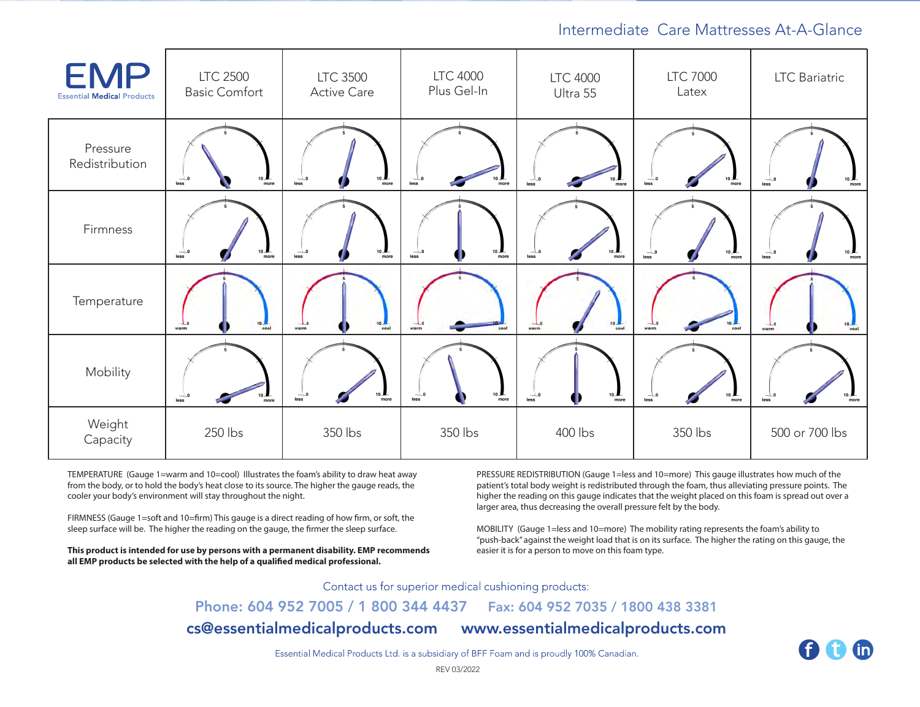# Intermediate Care Mattresses At-A-Glance

EMP Essential Medical Products

| | LTC 2500 Basic Comfort | LTC 3500 Active Care | LTC 4000 Plus Gel-In | LTC 4000 Ultra 55 | LTC 7000 Latex | LTC Bariatric |
|---|---|---|---|---|---|---|
| Pressure Redistribution | | | | | | |
| Firmness | | | | | | |
| Temperature | | | | | | |
| Mobility | | | | | | |
| Weight Capacity | 250 lbs | 350 lbs | 350 lbs | 400 lbs | 350 lbs | 500 or 700 lbs |

TEMPERATURE (Gauge 1=warm and 10=cool) Illustrates the foam's ability to draw heat away from the body, or to hold the body's heat close to its source. The higher the gauge reads, the cooler your body's environment will stay throughout the night.

FIRMNESS (Gauge 1=soft and 10=firm) This gauge is a direct reading of how firm, or soft, the sleep surface will be. The higher the reading on the gauge, the firmer the sleep surface.

**This product is intended for use by persons with a permanent disability. EMP recommends all EMP products be selected with the help of a qualified medical professional.**

PRESSURE REDISTRIBUTION (Gauge 1=less and 10=more) This gauge illustrates how much of the patient's total body weight is redistributed through the foam, thus alleviating pressure points. The higher the reading on this gauge indicates that the weight placed on this foam is spread out over a larger area, thus decreasing the overall pressure felt by the body.

MOBILITY (Gauge 1=less and 10=more) The mobility rating represents the foam's ability to "push-back" against the weight load that is on its surface. The higher the rating on this gauge, the easier it is for a person to move on this foam type.

Contact us for superior medical cushioning products:

**Phone: 604 952 7005 / 1 800 344 4437** **Fax: 604 952 7035 / 1800 438 3381**

**cs@essentialmedicalproducts.com** **www.essentialmedicalproducts.com**

Essential Medical Products Ltd. is a subsidiary of BFF Foam and is proudly 100% Canadian.

REV 03/2022